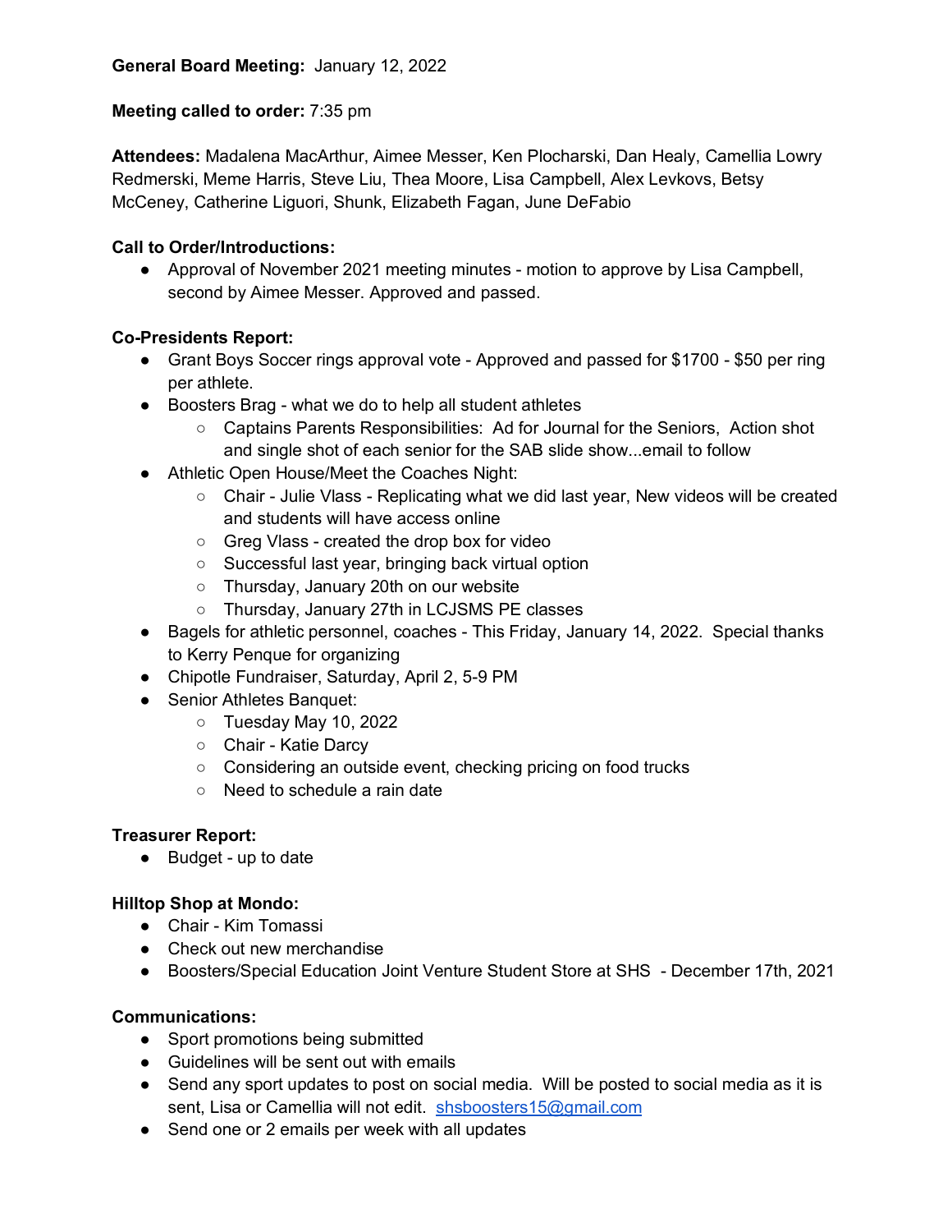**General Board Meeting:** January 12, 2022

**Meeting called to order:** 7:35 pm

**Attendees:** Madalena MacArthur, Aimee Messer, Ken Plocharski, Dan Healy, Camellia Lowry Redmerski, Meme Harris, Steve Liu, Thea Moore, Lisa Campbell, Alex Levkovs, Betsy McCeney, Catherine Liguori, Shunk, Elizabeth Fagan, June DeFabio

**Call to Order/Introductions:**

- Approval of November 2021 meeting minutes - motion to approve by Lisa Campbell, second by Aimee Messer. Approved and passed.

**Co-Presidents Report:**

- Grant Boys Soccer rings approval vote - Approved and passed for $1700 - $50 per ring per athlete.
- Boosters Brag - what we do to help all student athletes
  - Captains Parents Responsibilities: Ad for Journal for the Seniors, Action shot and single shot of each senior for the SAB slide show...email to follow
- Athletic Open House/Meet the Coaches Night:
  - Chair - Julie Vlass - Replicating what we did last year, New videos will be created and students will have access online
  - Greg Vlass - created the drop box for video
  - Successful last year, bringing back virtual option
  - Thursday, January 20th on our website
  - Thursday, January 27th in LCJSMS PE classes
- Bagels for athletic personnel, coaches - This Friday, January 14, 2022. Special thanks to Kerry Penque for organizing
- Chipotle Fundraiser, Saturday, April 2, 5-9 PM
- Senior Athletes Banquet:
  - Tuesday May 10, 2022
  - Chair - Katie Darcy
  - Considering an outside event, checking pricing on food trucks
  - Need to schedule a rain date

**Treasurer Report:**

- Budget - up to date

**Hilltop Shop at Mondo:**

- Chair - Kim Tomassi
- Check out new merchandise
- Boosters/Special Education Joint Venture Student Store at SHS - December 17th, 2021

**Communications:**

- Sport promotions being submitted
- Guidelines will be sent out with emails
- Send any sport updates to post on social media. Will be posted to social media as it is sent, Lisa or Camellia will not edit. shsboosters15@gmail.com
- Send one or 2 emails per week with all updates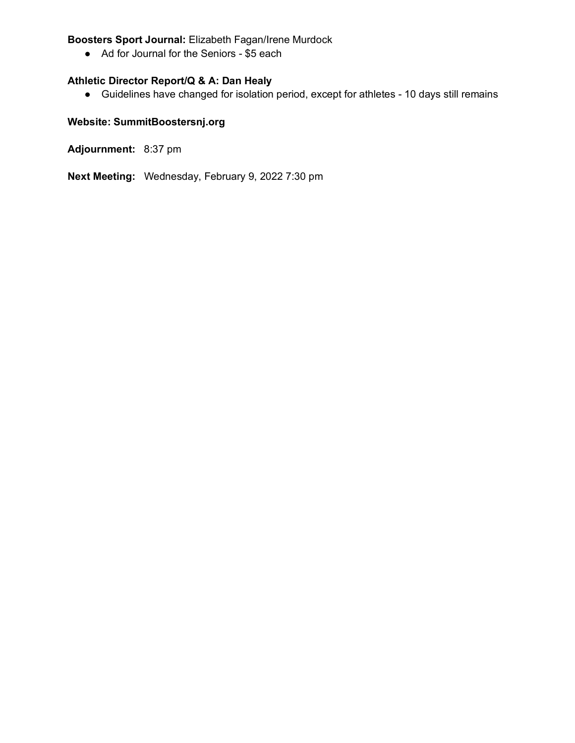**Boosters Sport Journal:** Elizabeth Fagan/Irene Murdock

- Ad for Journal for the Seniors - $5 each

**Athletic Director Report/Q & A: Dan Healy**

- Guidelines have changed for isolation period, except for athletes - 10 days still remains

**Website: SummitBoostersnj.org**

**Adjournment:** 8:37 pm

**Next Meeting:** Wednesday, February 9, 2022 7:30 pm